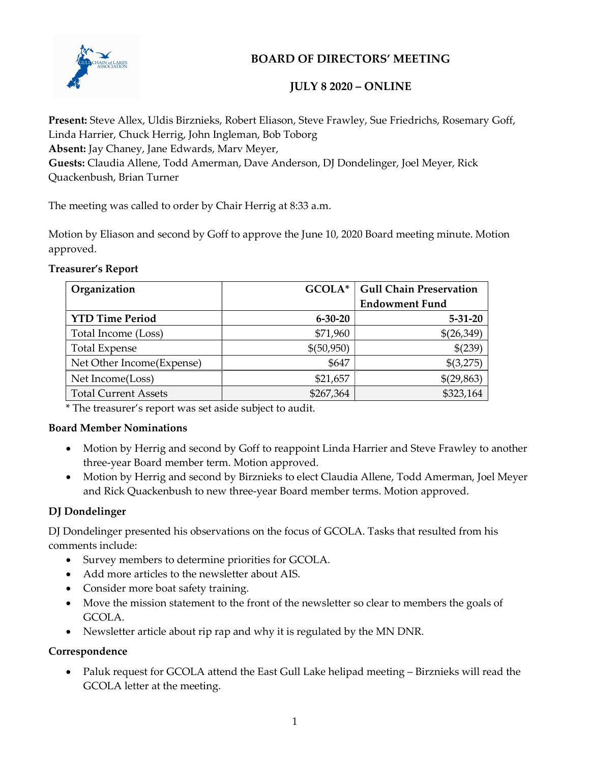# BOARD OF DIRECTORS' MEETING

## JULY 8 2020 – ONLINE

**Present:** Steve Allex, Uldis Birznieks, Robert Eliason, Steve Frawley, Sue Friedrichs, Rosemary Goff, Linda Harrier, Chuck Herrig, John Ingleman, Bob Toborg
**Absent:** Jay Chaney, Jane Edwards, Marv Meyer,
**Guests:** Claudia Allene, Todd Amerman, Dave Anderson, DJ Dondelinger, Joel Meyer, Rick Quackenbush, Brian Turner

The meeting was called to order by Chair Herrig at 8:33 a.m.

Motion by Eliason and second by Goff to approve the June 10, 2020 Board meeting minute. Motion approved.

**Treasurer's Report**

| Organization | GCOLA* | Gull Chain Preservation Endowment Fund |
|---|---|---|
| **YTD Time Period** | **6-30-20** | **5-31-20** |
| Total Income (Loss) | $71,960 | $(26,349) |
| Total Expense | $(50,950) | $(239) |
| Net Other Income(Expense) | $647 | $(3,275) |
| Net Income(Loss) | $21,657 | $(29,863) |
| Total Current Assets | $267,364 | $323,164 |

\* The treasurer's report was set aside subject to audit.

**Board Member Nominations**

- Motion by Herrig and second by Goff to reappoint Linda Harrier and Steve Frawley to another three-year Board member term. Motion approved.
- Motion by Herrig and second by Birznieks to elect Claudia Allene, Todd Amerman, Joel Meyer and Rick Quackenbush to new three-year Board member terms. Motion approved.

**DJ Dondelinger**

DJ Dondelinger presented his observations on the focus of GCOLA. Tasks that resulted from his comments include:

- Survey members to determine priorities for GCOLA.
- Add more articles to the newsletter about AIS.
- Consider more boat safety training.
- Move the mission statement to the front of the newsletter so clear to members the goals of GCOLA.
- Newsletter article about rip rap and why it is regulated by the MN DNR.

**Correspondence**

- Paluk request for GCOLA attend the East Gull Lake helipad meeting – Birznieks will read the GCOLA letter at the meeting.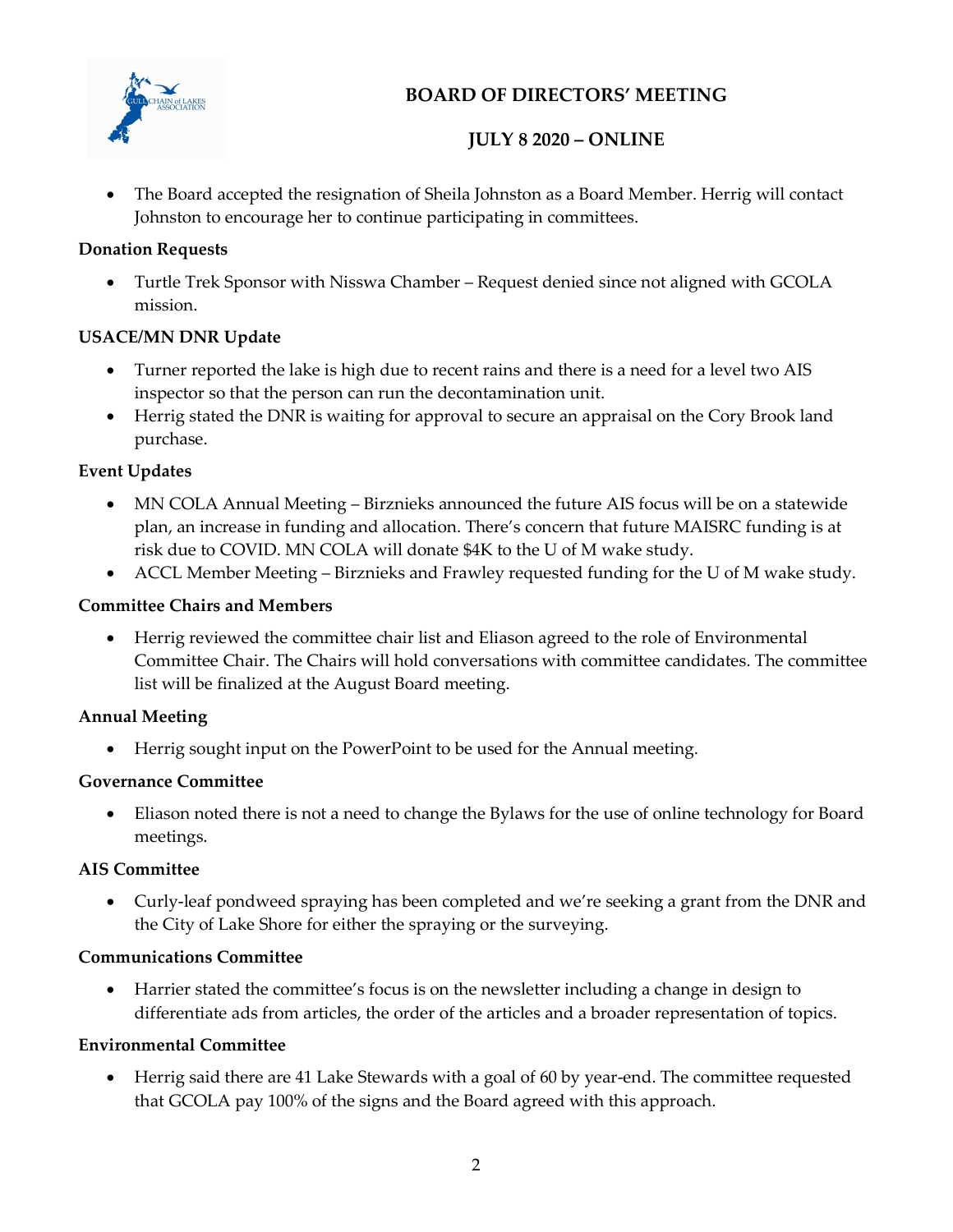- The Board accepted the resignation of Sheila Johnston as a Board Member. Herrig will contact Johnston to encourage her to continue participating in committees.

**Donation Requests**

- Turtle Trek Sponsor with Nisswa Chamber – Request denied since not aligned with GCOLA mission.

**USACE/MN DNR Update**

- Turner reported the lake is high due to recent rains and there is a need for a level two AIS inspector so that the person can run the decontamination unit.
- Herrig stated the DNR is waiting for approval to secure an appraisal on the Cory Brook land purchase.

**Event Updates**

- MN COLA Annual Meeting – Birznieks announced the future AIS focus will be on a statewide plan, an increase in funding and allocation. There's concern that future MAISRC funding is at risk due to COVID. MN COLA will donate $4K to the U of M wake study.
- ACCL Member Meeting – Birznieks and Frawley requested funding for the U of M wake study.

**Committee Chairs and Members**

- Herrig reviewed the committee chair list and Eliason agreed to the role of Environmental Committee Chair. The Chairs will hold conversations with committee candidates. The committee list will be finalized at the August Board meeting.

**Annual Meeting**

- Herrig sought input on the PowerPoint to be used for the Annual meeting.

**Governance Committee**

- Eliason noted there is not a need to change the Bylaws for the use of online technology for Board meetings.

**AIS Committee**

- Curly-leaf pondweed spraying has been completed and we're seeking a grant from the DNR and the City of Lake Shore for either the spraying or the surveying.

**Communications Committee**

- Harrier stated the committee's focus is on the newsletter including a change in design to differentiate ads from articles, the order of the articles and a broader representation of topics.

**Environmental Committee**

- Herrig said there are 41 Lake Stewards with a goal of 60 by year-end. The committee requested that GCOLA pay 100% of the signs and the Board agreed with this approach.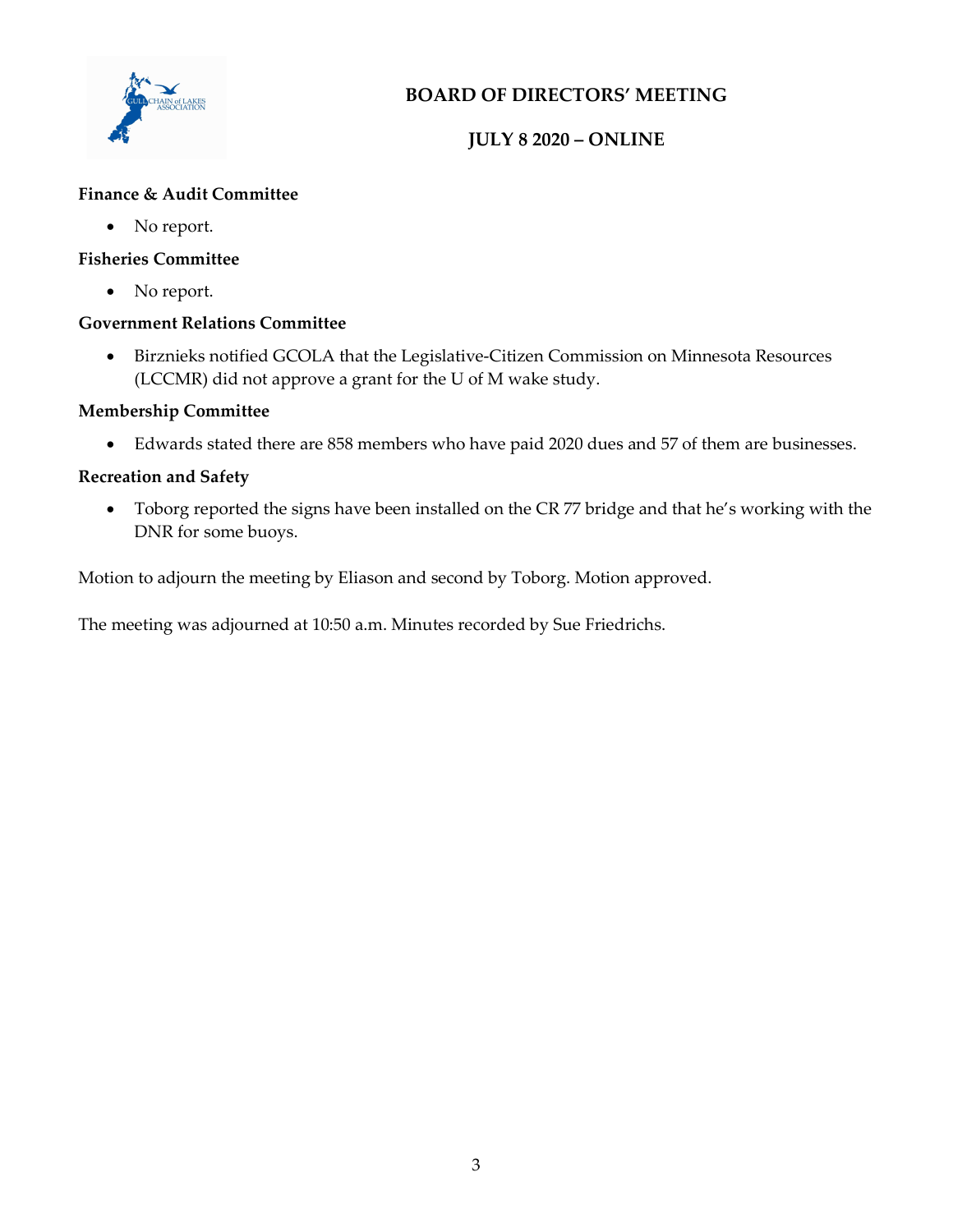**Finance & Audit Committee**

- No report.

**Fisheries Committee**

- No report.

**Government Relations Committee**

- Birznieks notified GCOLA that the Legislative-Citizen Commission on Minnesota Resources (LCCMR) did not approve a grant for the U of M wake study.

**Membership Committee**

- Edwards stated there are 858 members who have paid 2020 dues and 57 of them are businesses.

**Recreation and Safety**

- Toborg reported the signs have been installed on the CR 77 bridge and that he's working with the DNR for some buoys.

Motion to adjourn the meeting by Eliason and second by Toborg. Motion approved.

The meeting was adjourned at 10:50 a.m. Minutes recorded by Sue Friedrichs.